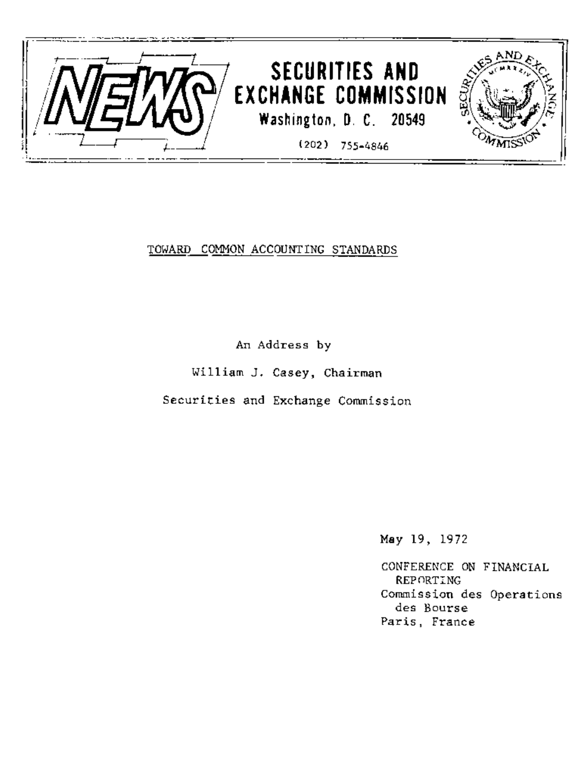# NEWS

**SECURITIES AND EXCHANGE COMMISSION**
**Washington, D. C. 20549**
(202) 755-4846

## TOWARD COMMON ACCOUNTING STANDARDS

An Address by

William J. Casey, Chairman

Securities and Exchange Commission

May 19, 1972

CONFERENCE ON FINANCIAL REPORTING
Commission des Operations des Bourse
Paris, France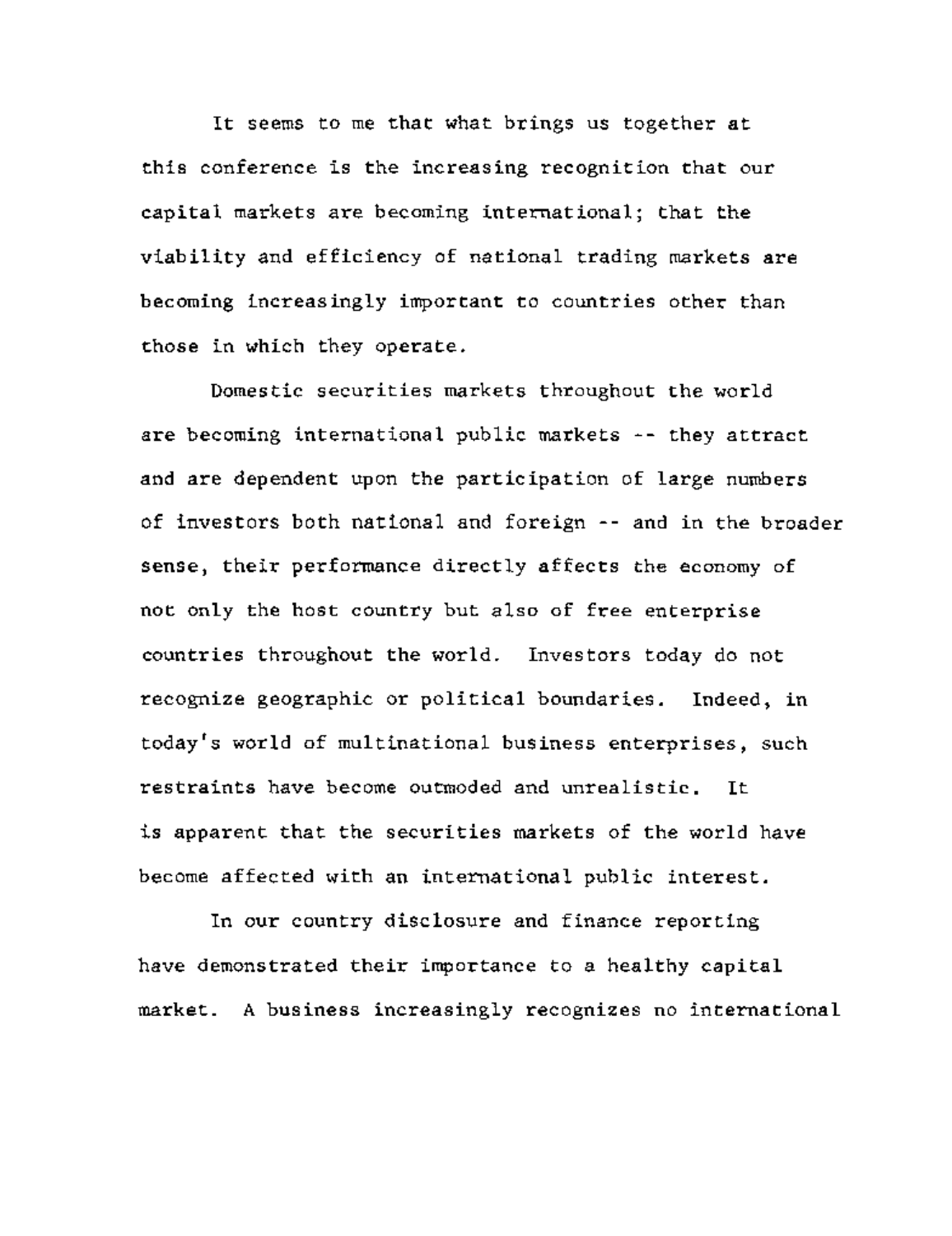It seems to me that what brings us together at this conference is the increasing recognition that our capital markets are becoming international; that the viability and efficiency of national trading markets are becoming increasingly important to countries other than those in which they operate.

Domestic securities markets throughout the world are becoming international public markets -- they attract and are dependent upon the participation of large numbers of investors both national and foreign -- and in the broader sense, their performance directly affects the economy of not only the host country but also of free enterprise countries throughout the world. Investors today do not recognize geographic or political boundaries. Indeed, in today's world of multinational business enterprises, such restraints have become outmoded and unrealistic. It is apparent that the securities markets of the world have become affected with an international public interest.

In our country disclosure and finance reporting have demonstrated their importance to a healthy capital market. A business increasingly recognizes no international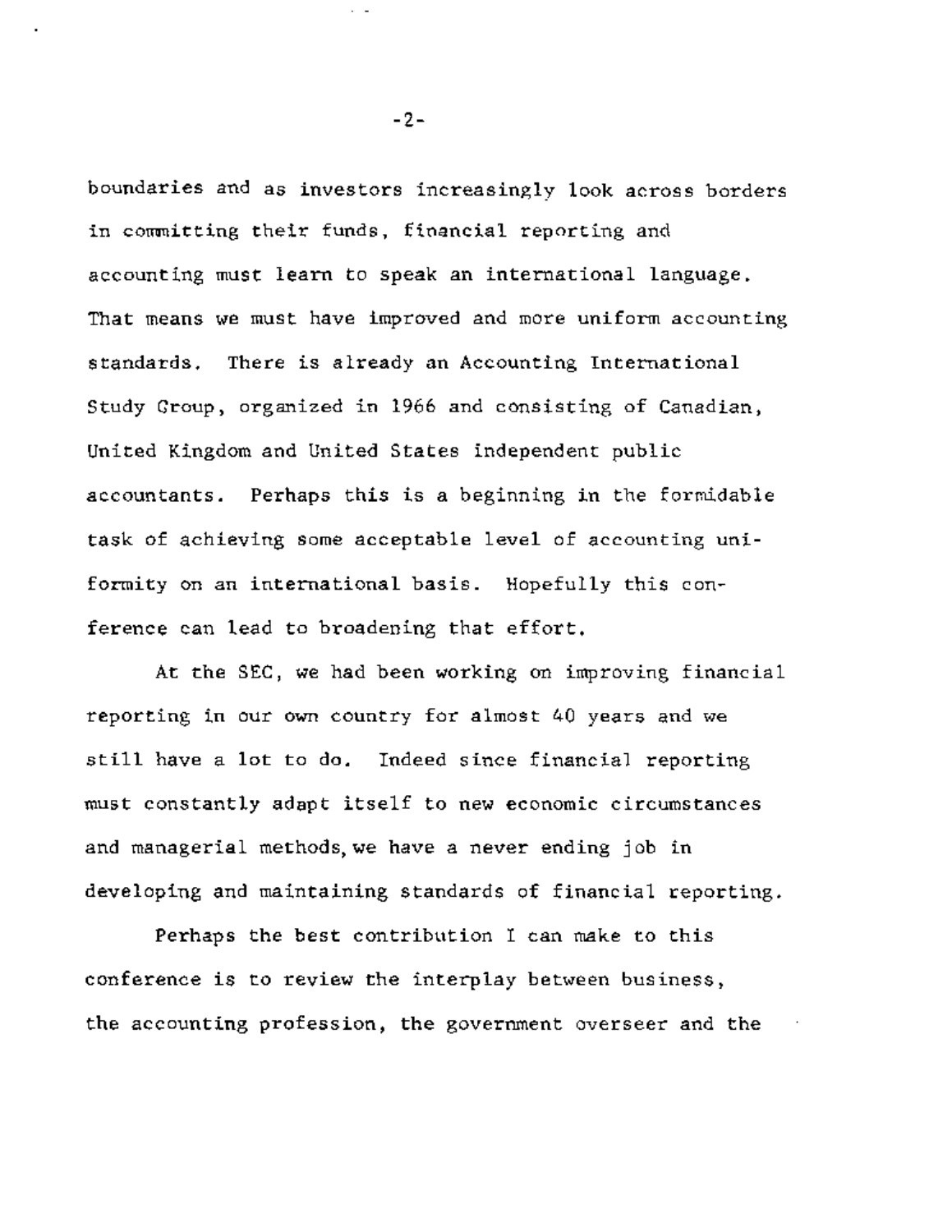boundaries and as investors increasingly look across borders in committing their funds, financial reporting and accounting must learn to speak an international language. That means we must have improved and more uniform accounting standards. There is already an Accounting International Study Group, organized in 1966 and consisting of Canadian, United Kingdom and United States independent public accountants. Perhaps this is a beginning in the formidable task of achieving some acceptable level of accounting uniformity on an international basis. Hopefully this conference can lead to broadening that effort.

At the SEC, we had been working on improving financial reporting in our own country for almost 40 years and we still have a lot to do. Indeed since financial reporting must constantly adapt itself to new economic circumstances and managerial methods, we have a never ending job in developing and maintaining standards of financial reporting.

Perhaps the best contribution I can make to this conference is to review the interplay between business, the accounting profession, the government overseer and the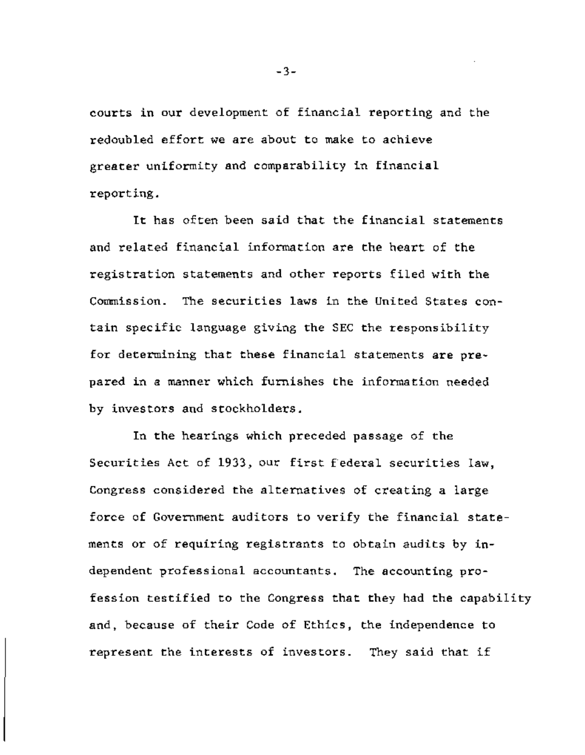courts in our development of financial reporting and the redoubled effort we are about to make to achieve greater uniformity and comparability in financial reporting.

It has often been said that the financial statements and related financial information are the heart of the registration statements and other reports filed with the Commission. The securities laws in the United States contain specific language giving the SEC the responsibility for determining that these financial statements are prepared in a manner which furnishes the information needed by investors and stockholders.

In the hearings which preceded passage of the Securities Act of 1933, our first federal securities law, Congress considered the alternatives of creating a large force of Government auditors to verify the financial statements or of requiring registrants to obtain audits by independent professional accountants. The accounting profession testified to the Congress that they had the capability and, because of their Code of Ethics, the independence to represent the interests of investors. They said that if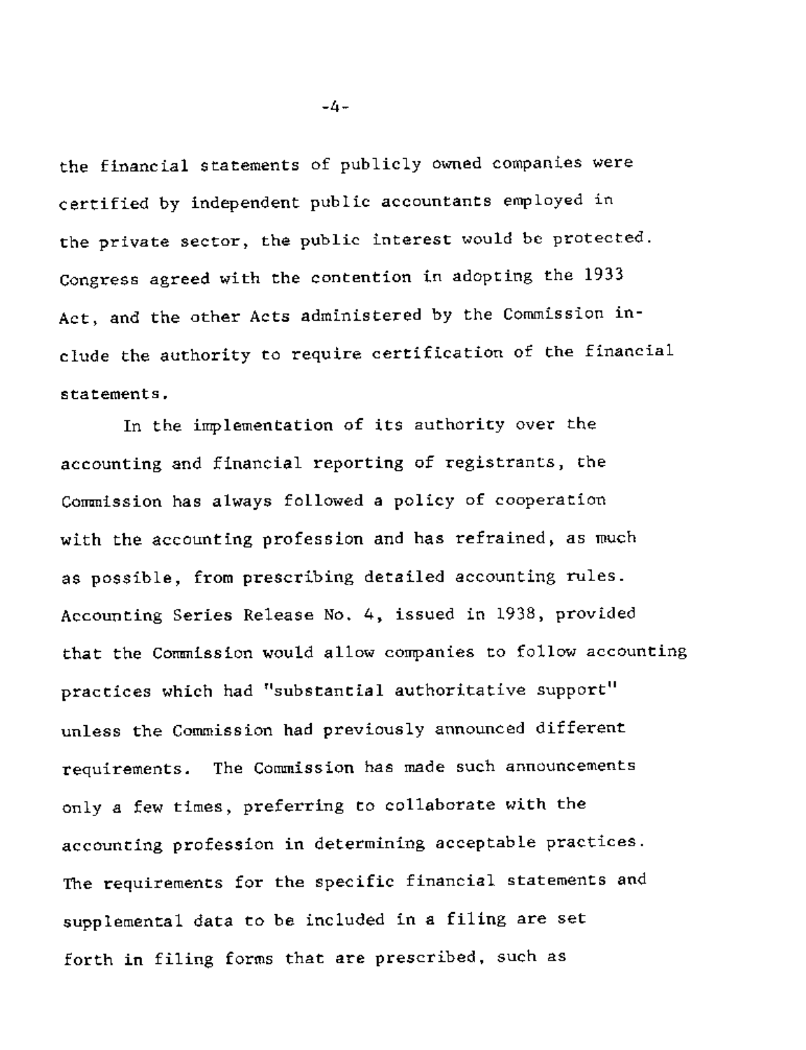the financial statements of publicly owned companies were certified by independent public accountants employed in the private sector, the public interest would be protected. Congress agreed with the contention in adopting the 1933 Act, and the other Acts administered by the Commission include the authority to require certification of the financial statements.

In the implementation of its authority over the accounting and financial reporting of registrants, the Commission has always followed a policy of cooperation with the accounting profession and has refrained, as much as possible, from prescribing detailed accounting rules. Accounting Series Release No. 4, issued in 1938, provided that the Commission would allow companies to follow accounting practices which had "substantial authoritative support" unless the Commission had previously announced different requirements. The Commission has made such announcements only a few times, preferring to collaborate with the accounting profession in determining acceptable practices. The requirements for the specific financial statements and supplemental data to be included in a filing are set forth in filing forms that are prescribed, such as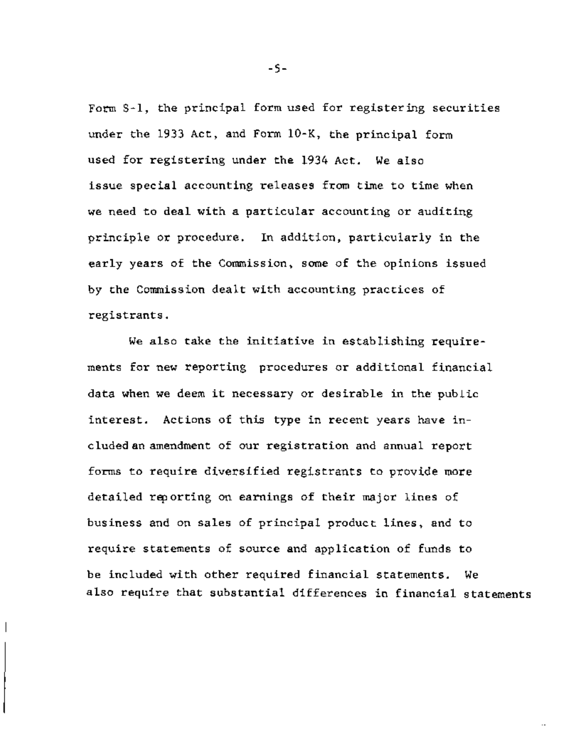Form S-1, the principal form used for registering securities under the 1933 Act, and Form 10-K, the principal form used for registering under the 1934 Act. We also issue special accounting releases from time to time when we need to deal with a particular accounting or auditing principle or procedure. In addition, particularly in the early years of the Commission, some of the opinions issued by the Commission dealt with accounting practices of registrants.

We also take the initiative in establishing requirements for new reporting procedures or additional financial data when we deem it necessary or desirable in the public interest. Actions of this type in recent years have included an amendment of our registration and annual report forms to require diversified registrants to provide more detailed reporting on earnings of their major lines of business and on sales of principal product lines, and to require statements of source and application of funds to be included with other required financial statements. We also require that substantial differences in financial statements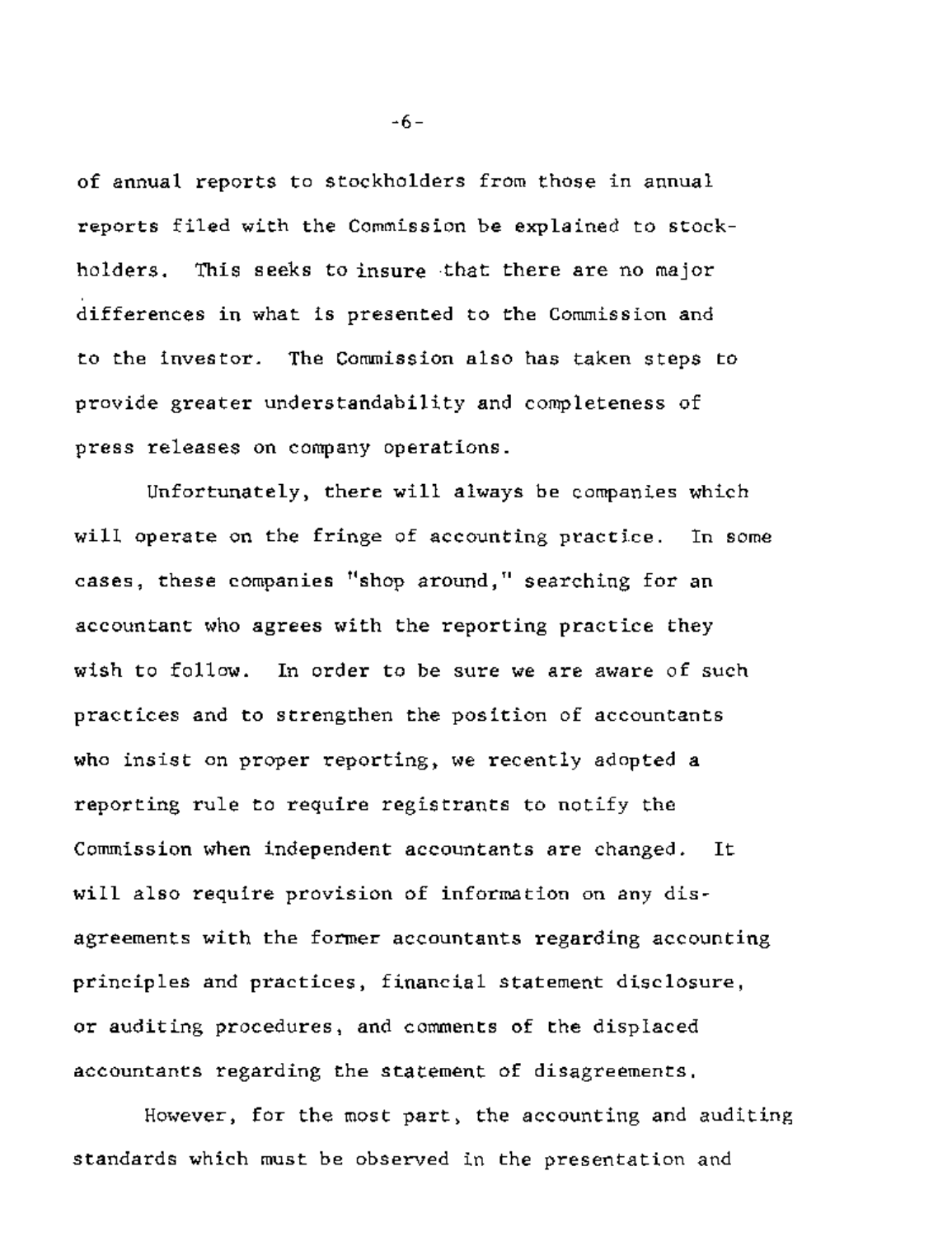of annual reports to stockholders from those in annual reports filed with the Commission be explained to stockholders. This seeks to insure that there are no major differences in what is presented to the Commission and to the investor. The Commission also has taken steps to provide greater understandability and completeness of press releases on company operations.

Unfortunately, there will always be companies which will operate on the fringe of accounting practice. In some cases, these companies "shop around," searching for an accountant who agrees with the reporting practice they wish to follow. In order to be sure we are aware of such practices and to strengthen the position of accountants who insist on proper reporting, we recently adopted a reporting rule to require registrants to notify the Commission when independent accountants are changed. It will also require provision of information on any disagreements with the former accountants regarding accounting principles and practices, financial statement disclosure, or auditing procedures, and comments of the displaced accountants regarding the statement of disagreements.

However, for the most part, the accounting and auditing standards which must be observed in the presentation and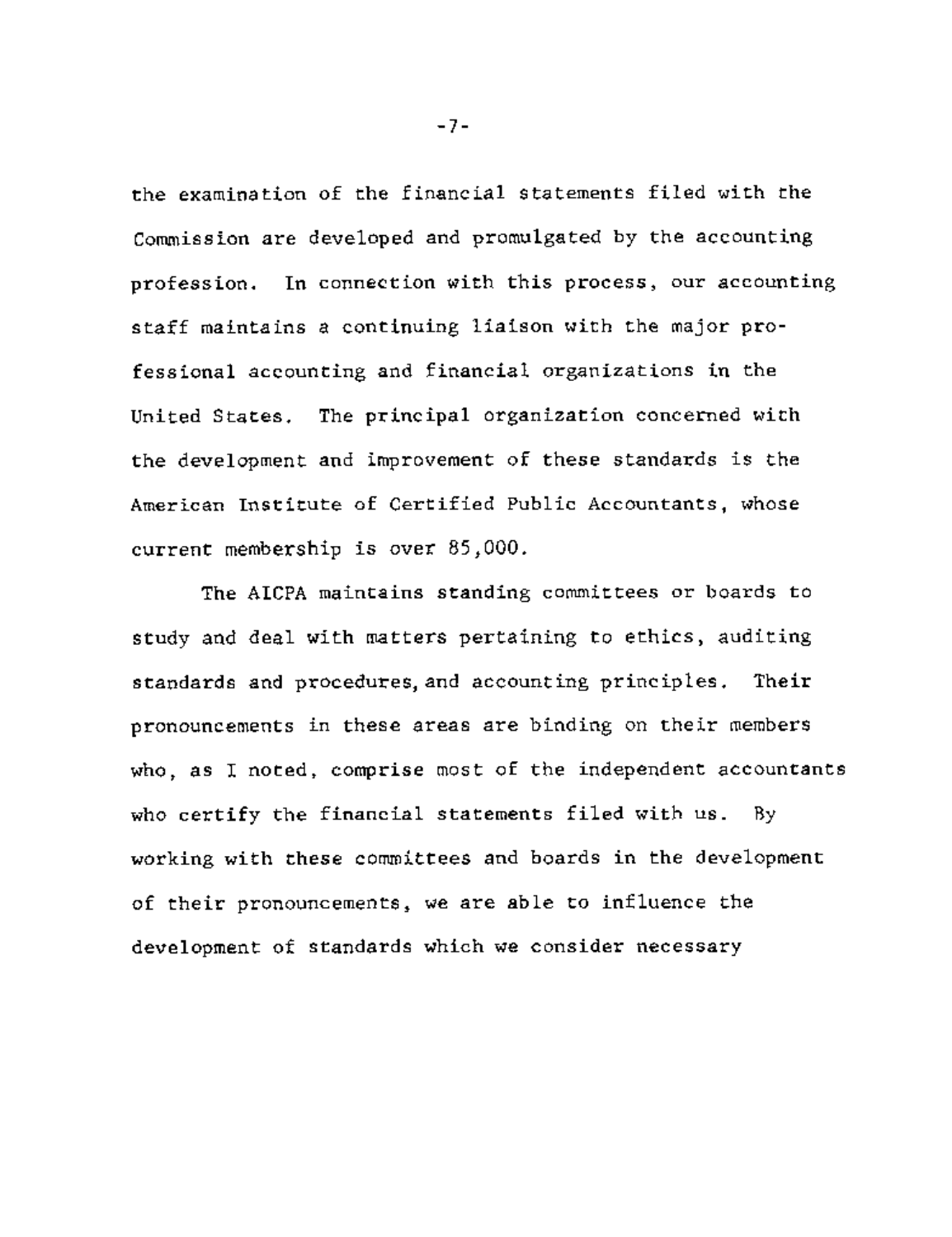the examination of the financial statements filed with the Commission are developed and promulgated by the accounting profession. In connection with this process, our accounting staff maintains a continuing liaison with the major professional accounting and financial organizations in the United States. The principal organization concerned with the development and improvement of these standards is the American Institute of Certified Public Accountants, whose current membership is over 85,000.

The AICPA maintains standing committees or boards to study and deal with matters pertaining to ethics, auditing standards and procedures, and accounting principles. Their pronouncements in these areas are binding on their members who, as I noted, comprise most of the independent accountants who certify the financial statements filed with us. By working with these committees and boards in the development of their pronouncements, we are able to influence the development of standards which we consider necessary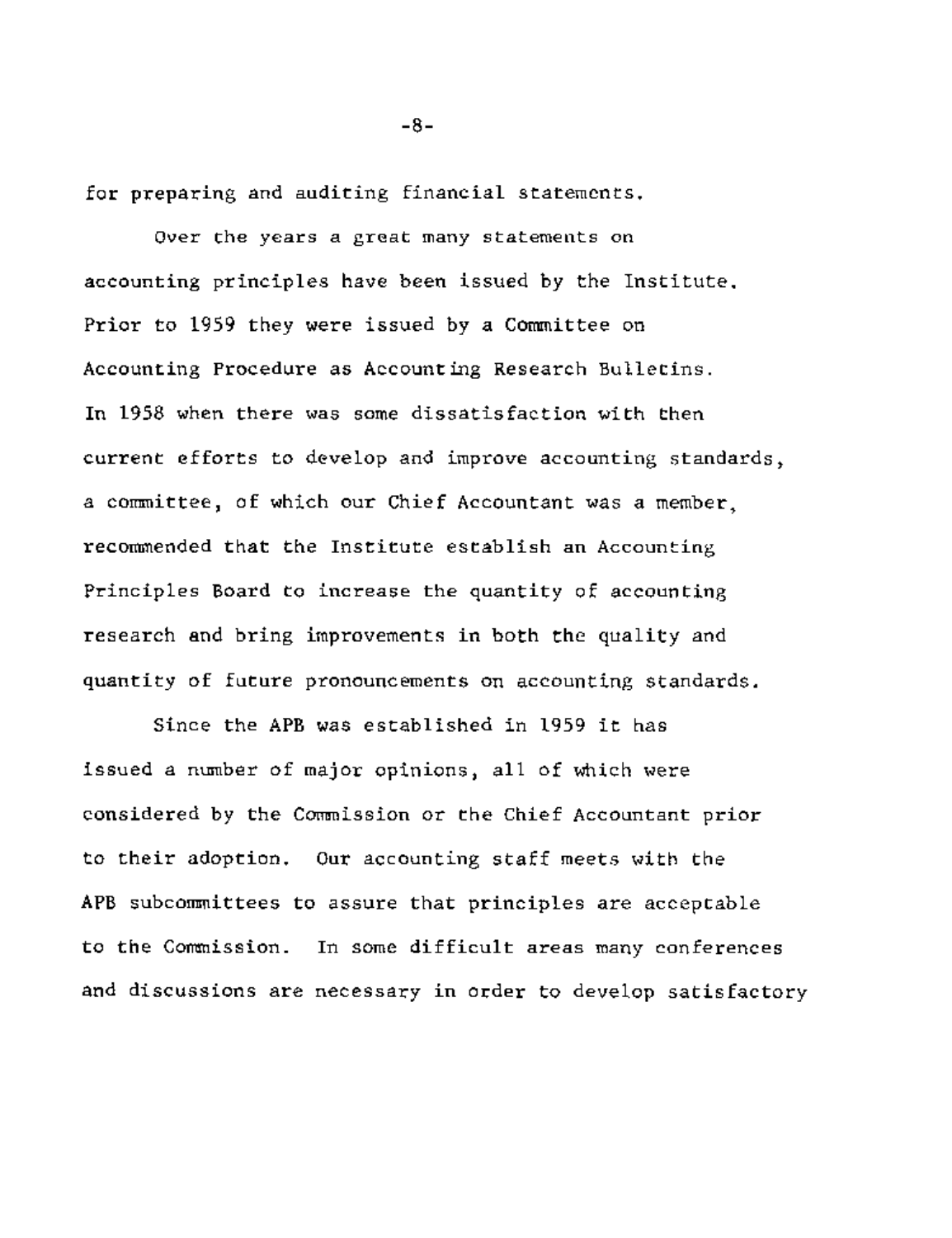for preparing and auditing financial statements.

Over the years a great many statements on accounting principles have been issued by the Institute. Prior to 1959 they were issued by a Committee on Accounting Procedure as Accounting Research Bulletins. In 1958 when there was some dissatisfaction with then current efforts to develop and improve accounting standards, a committee, of which our Chief Accountant was a member, recommended that the Institute establish an Accounting Principles Board to increase the quantity of accounting research and bring improvements in both the quality and quantity of future pronouncements on accounting standards.

Since the APB was established in 1959 it has issued a number of major opinions, all of which were considered by the Commission or the Chief Accountant prior to their adoption. Our accounting staff meets with the APB subcommittees to assure that principles are acceptable to the Commission. In some difficult areas many conferences and discussions are necessary in order to develop satisfactory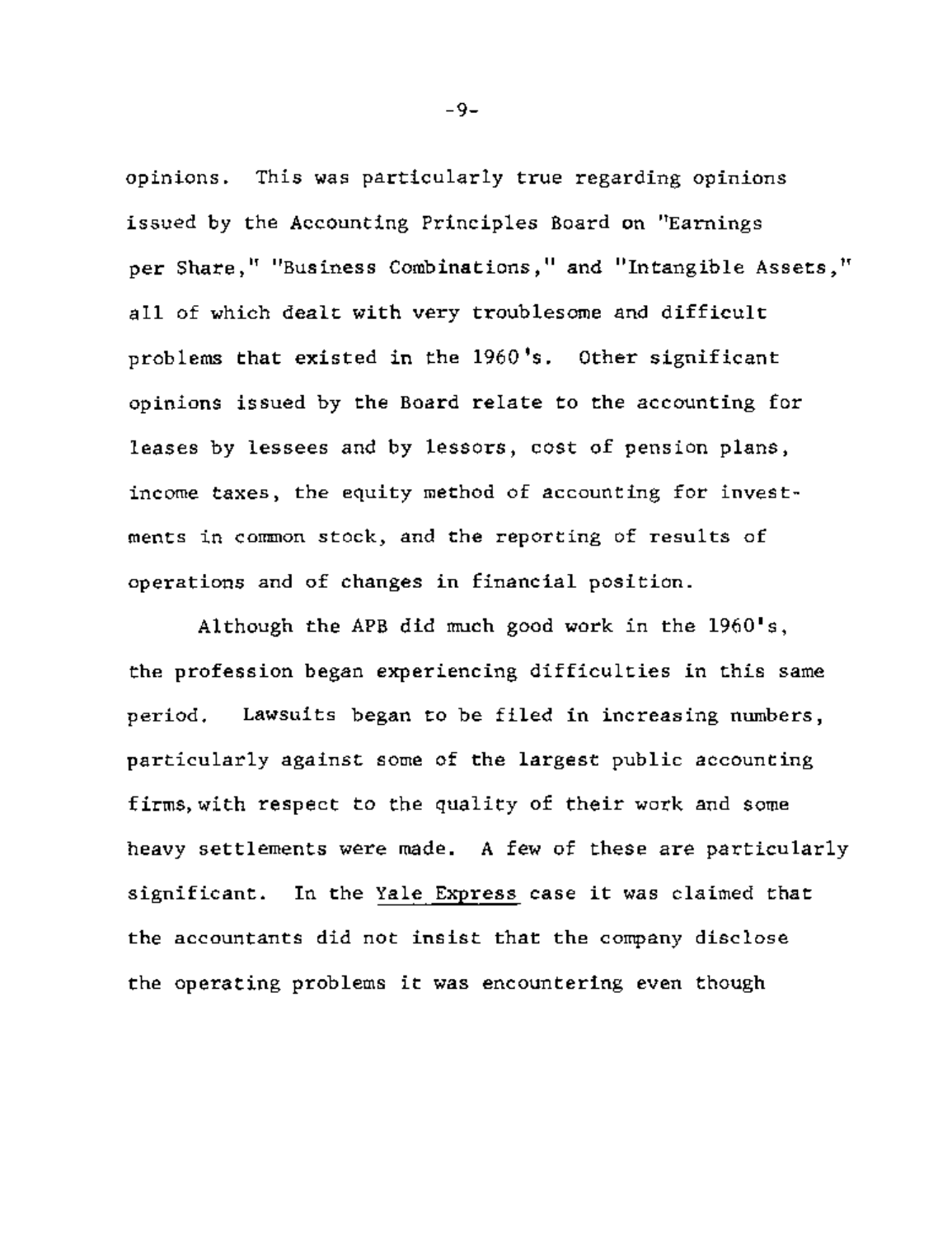opinions. This was particularly true regarding opinions issued by the Accounting Principles Board on "Earnings per Share," "Business Combinations," and "Intangible Assets," all of which dealt with very troublesome and difficult problems that existed in the 1960's. Other significant opinions issued by the Board relate to the accounting for leases by lessees and by lessors, cost of pension plans, income taxes, the equity method of accounting for investments in common stock, and the reporting of results of operations and of changes in financial position.

Although the APB did much good work in the 1960's, the profession began experiencing difficulties in this same period. Lawsuits began to be filed in increasing numbers, particularly against some of the largest public accounting firms, with respect to the quality of their work and some heavy settlements were made. A few of these are particularly significant. In the Yale Express case it was claimed that the accountants did not insist that the company disclose the operating problems it was encountering even though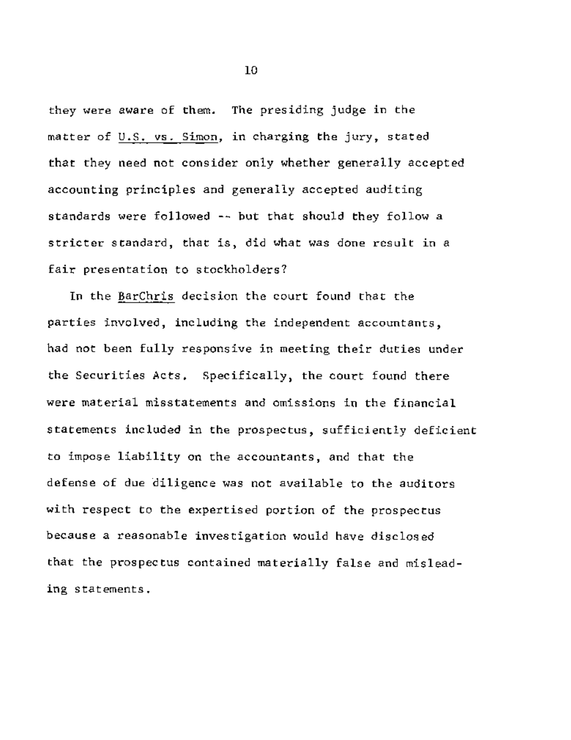they were aware of them. The presiding judge in the matter of U.S. vs. Simon, in charging the jury, stated that they need not consider only whether generally accepted accounting principles and generally accepted auditing standards were followed -- but that should they follow a stricter standard, that is, did what was done result in a fair presentation to stockholders?

In the BarChris decision the court found that the parties involved, including the independent accountants, had not been fully responsive in meeting their duties under the Securities Acts. Specifically, the court found there were material misstatements and omissions in the financial statements included in the prospectus, sufficiently deficient to impose liability on the accountants, and that the defense of due diligence was not available to the auditors with respect to the expertised portion of the prospectus because a reasonable investigation would have disclosed that the prospectus contained materially false and misleading statements.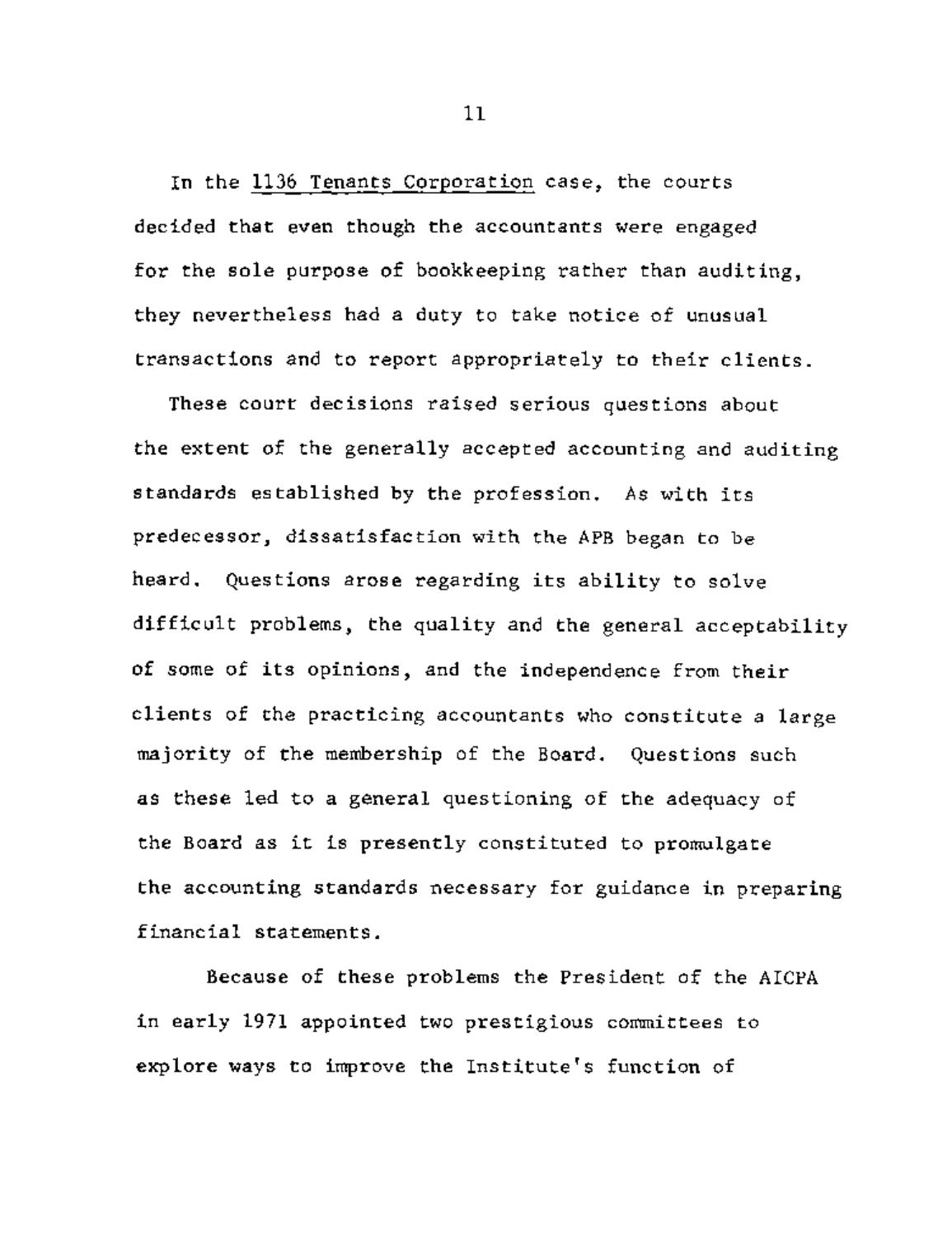In the _1136 Tenants Corporation_ case, the courts decided that even though the accountants were engaged for the sole purpose of bookkeeping rather than auditing, they nevertheless had a duty to take notice of unusual transactions and to report appropriately to their clients.

These court decisions raised serious questions about the extent of the generally accepted accounting and auditing standards established by the profession. As with its predecessor, dissatisfaction with the APB began to be heard. Questions arose regarding its ability to solve difficult problems, the quality and the general acceptability of some of its opinions, and the independence from their clients of the practicing accountants who constitute a large majority of the membership of the Board. Questions such as these led to a general questioning of the adequacy of the Board as it is presently constituted to promulgate the accounting standards necessary for guidance in preparing financial statements.

Because of these problems the President of the AICPA in early 1971 appointed two prestigious committees to explore ways to improve the Institute's function of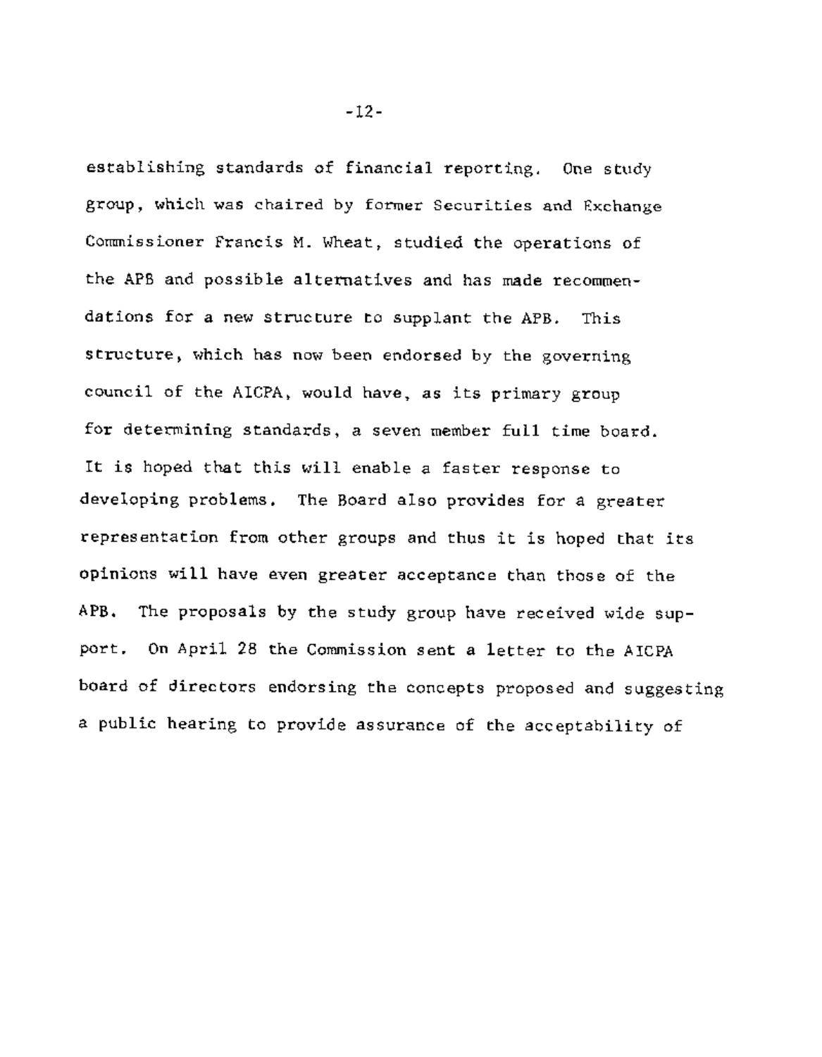establishing standards of financial reporting. One study group, which was chaired by former Securities and Exchange Commissioner Francis M. Wheat, studied the operations of the APB and possible alternatives and has made recommendations for a new structure to supplant the APB. This structure, which has now been endorsed by the governing council of the AICPA, would have, as its primary group for determining standards, a seven member full time board. It is hoped that this will enable a faster response to developing problems. The Board also provides for a greater representation from other groups and thus it is hoped that its opinions will have even greater acceptance than those of the APB. The proposals by the study group have received wide support. On April 28 the Commission sent a letter to the AICPA board of directors endorsing the concepts proposed and suggesting a public hearing to provide assurance of the acceptability of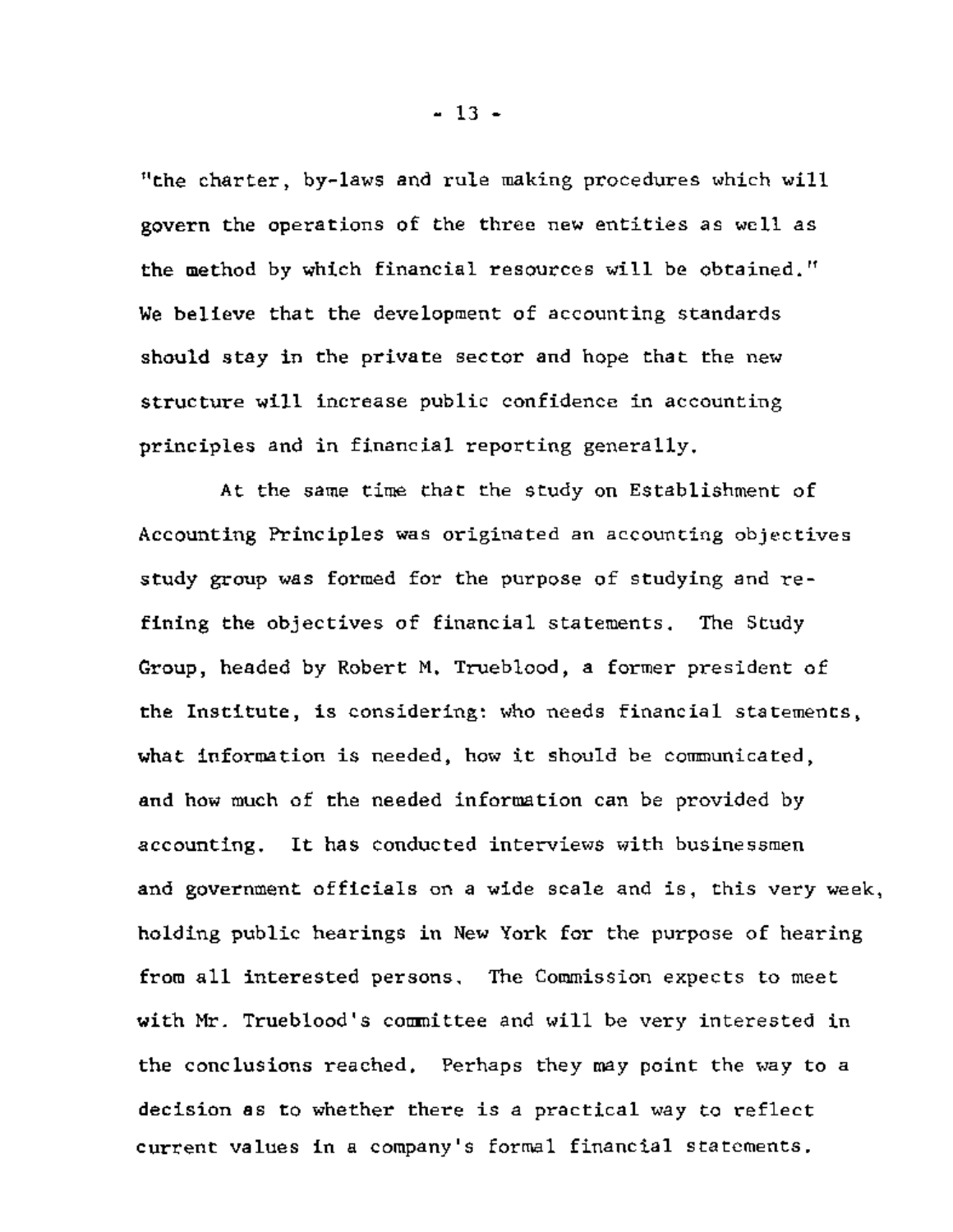"the charter, by-laws and rule making procedures which will govern the operations of the three new entities as well as the method by which financial resources will be obtained." We believe that the development of accounting standards should stay in the private sector and hope that the new structure will increase public confidence in accounting principles and in financial reporting generally.

At the same time that the study on Establishment of Accounting Principles was originated an accounting objectives study group was formed for the purpose of studying and refining the objectives of financial statements. The Study Group, headed by Robert M. Trueblood, a former president of the Institute, is considering: who needs financial statements, what information is needed, how it should be communicated, and how much of the needed information can be provided by accounting. It has conducted interviews with businessmen and government officials on a wide scale and is, this very week, holding public hearings in New York for the purpose of hearing from all interested persons. The Commission expects to meet with Mr. Trueblood's committee and will be very interested in the conclusions reached. Perhaps they may point the way to a decision as to whether there is a practical way to reflect current values in a company's formal financial statements.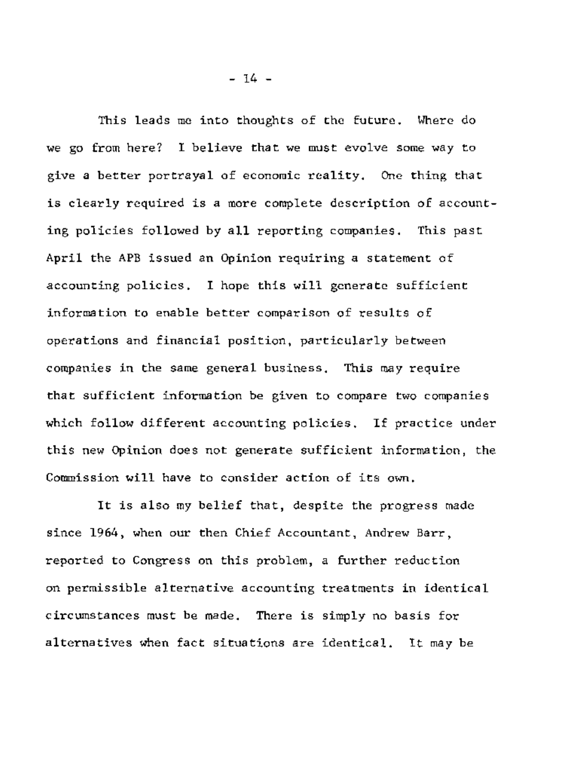This leads me into thoughts of the future. Where do we go from here? I believe that we must evolve some way to give a better portrayal of economic reality. One thing that is clearly required is a more complete description of accounting policies followed by all reporting companies. This past April the APB issued an Opinion requiring a statement of accounting policies. I hope this will generate sufficient information to enable better comparison of results of operations and financial position, particularly between companies in the same general business. This may require that sufficient information be given to compare two companies which follow different accounting policies. If practice under this new Opinion does not generate sufficient information, the Commission will have to consider action of its own.

It is also my belief that, despite the progress made since 1964, when our then Chief Accountant, Andrew Barr, reported to Congress on this problem, a further reduction on permissible alternative accounting treatments in identical circumstances must be made. There is simply no basis for alternatives when fact situations are identical. It may be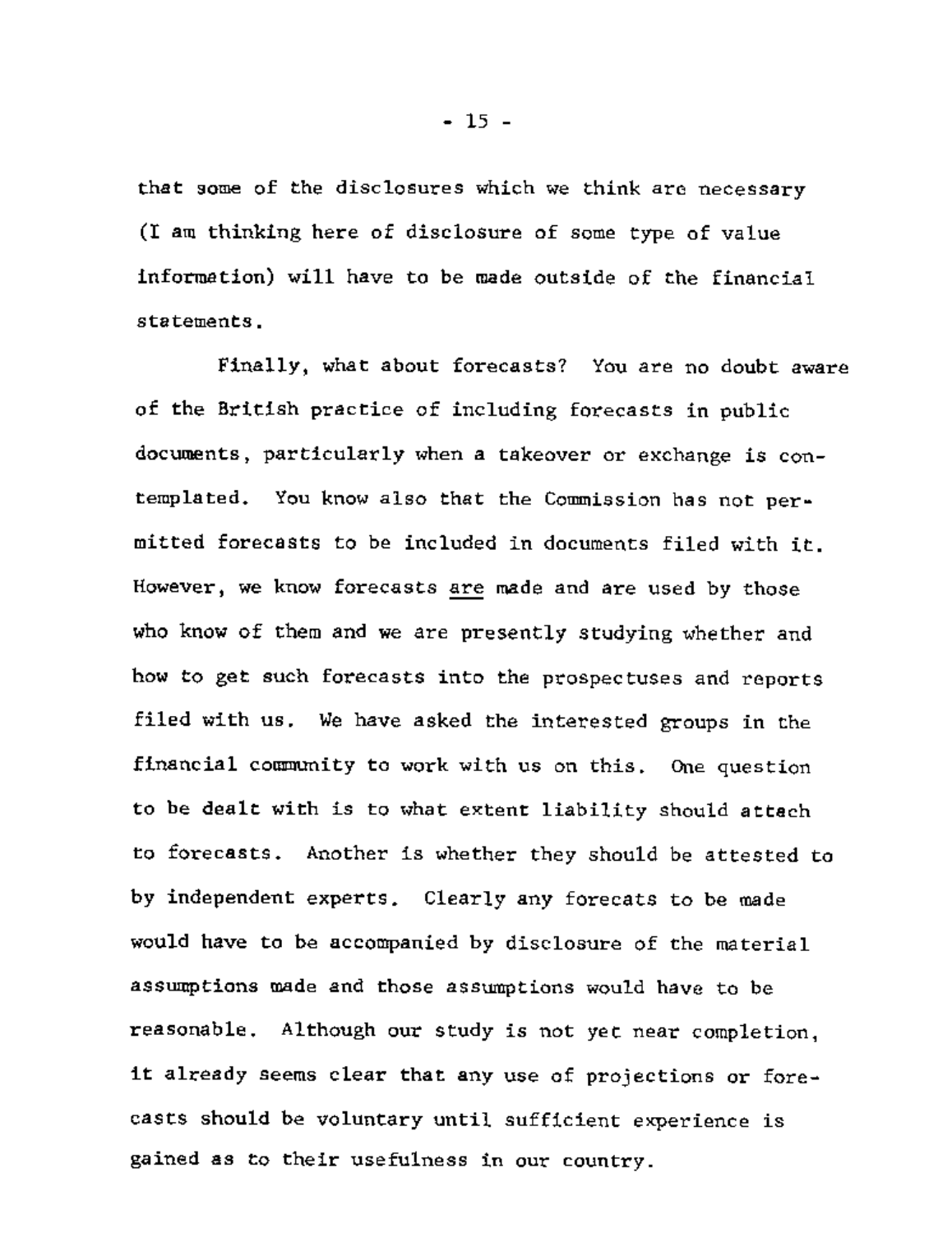that some of the disclosures which we think are necessary (I am thinking here of disclosure of some type of value information) will have to be made outside of the financial statements.

Finally, what about forecasts? You are no doubt aware of the British practice of including forecasts in public documents, particularly when a takeover or exchange is contemplated. You know also that the Commission has not permitted forecasts to be included in documents filed with it. However, we know forecasts <u>are</u> made and are used by those who know of them and we are presently studying whether and how to get such forecasts into the prospectuses and reports filed with us. We have asked the interested groups in the financial community to work with us on this. One question to be dealt with is to what extent liability should attach to forecasts. Another is whether they should be attested to by independent experts. Clearly any forecats to be made would have to be accompanied by disclosure of the material assumptions made and those assumptions would have to be reasonable. Although our study is not yet near completion, it already seems clear that any use of projections or forecasts should be voluntary until sufficient experience is gained as to their usefulness in our country.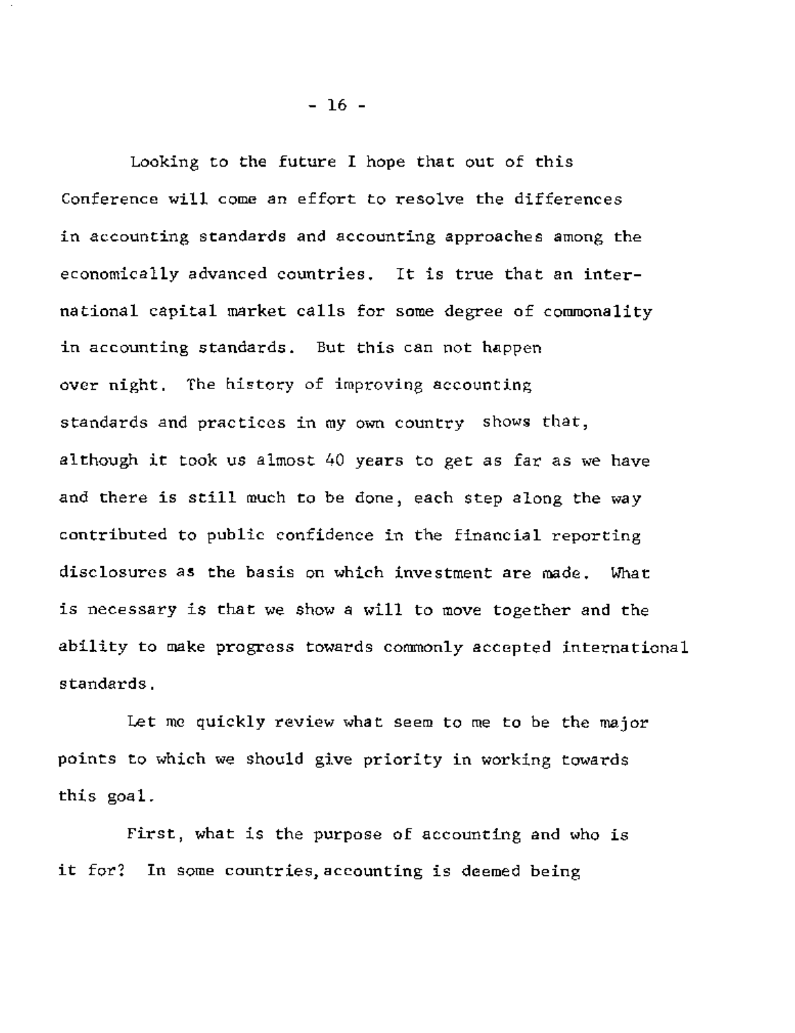Looking to the future I hope that out of this Conference will come an effort to resolve the differences in accounting standards and accounting approaches among the economically advanced countries. It is true that an international capital market calls for some degree of commonality in accounting standards. But this can not happen over night. The history of improving accounting standards and practices in my own country shows that, although it took us almost 40 years to get as far as we have and there is still much to be done, each step along the way contributed to public confidence in the financial reporting disclosures as the basis on which investment are made. What is necessary is that we show a will to move together and the ability to make progress towards commonly accepted international standards.

Let me quickly review what seem to me to be the major points to which we should give priority in working towards this goal.

First, what is the purpose of accounting and who is it for? In some countries, accounting is deemed being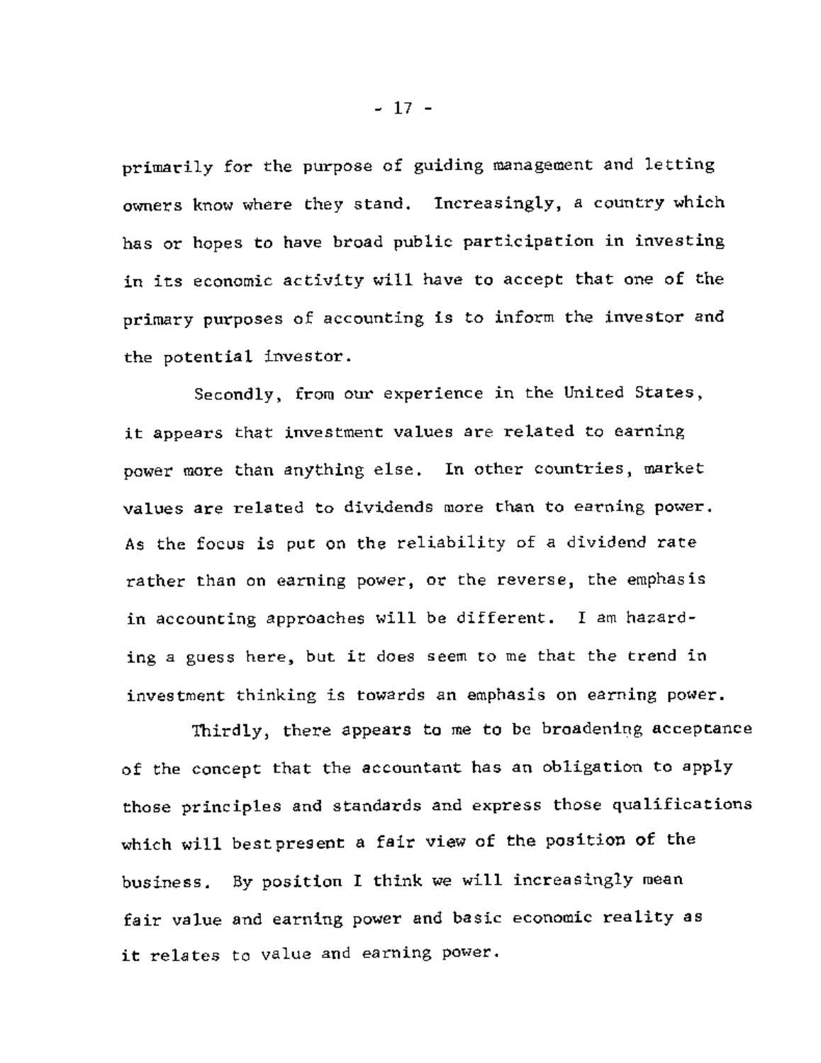primarily for the purpose of guiding management and letting owners know where they stand. Increasingly, a country which has or hopes to have broad public participation in investing in its economic activity will have to accept that one of the primary purposes of accounting is to inform the investor and the potential investor.

Secondly, from our experience in the United States, it appears that investment values are related to earning power more than anything else. In other countries, market values are related to dividends more than to earning power. As the focus is put on the reliability of a dividend rate rather than on earning power, or the reverse, the emphasis in accounting approaches will be different. I am hazarding a guess here, but it does seem to me that the trend in investment thinking is towards an emphasis on earning power.

Thirdly, there appears to me to be broadening acceptance of the concept that the accountant has an obligation to apply those principles and standards and express those qualifications which will best present a fair view of the position of the business. By position I think we will increasingly mean fair value and earning power and basic economic reality as it relates to value and earning power.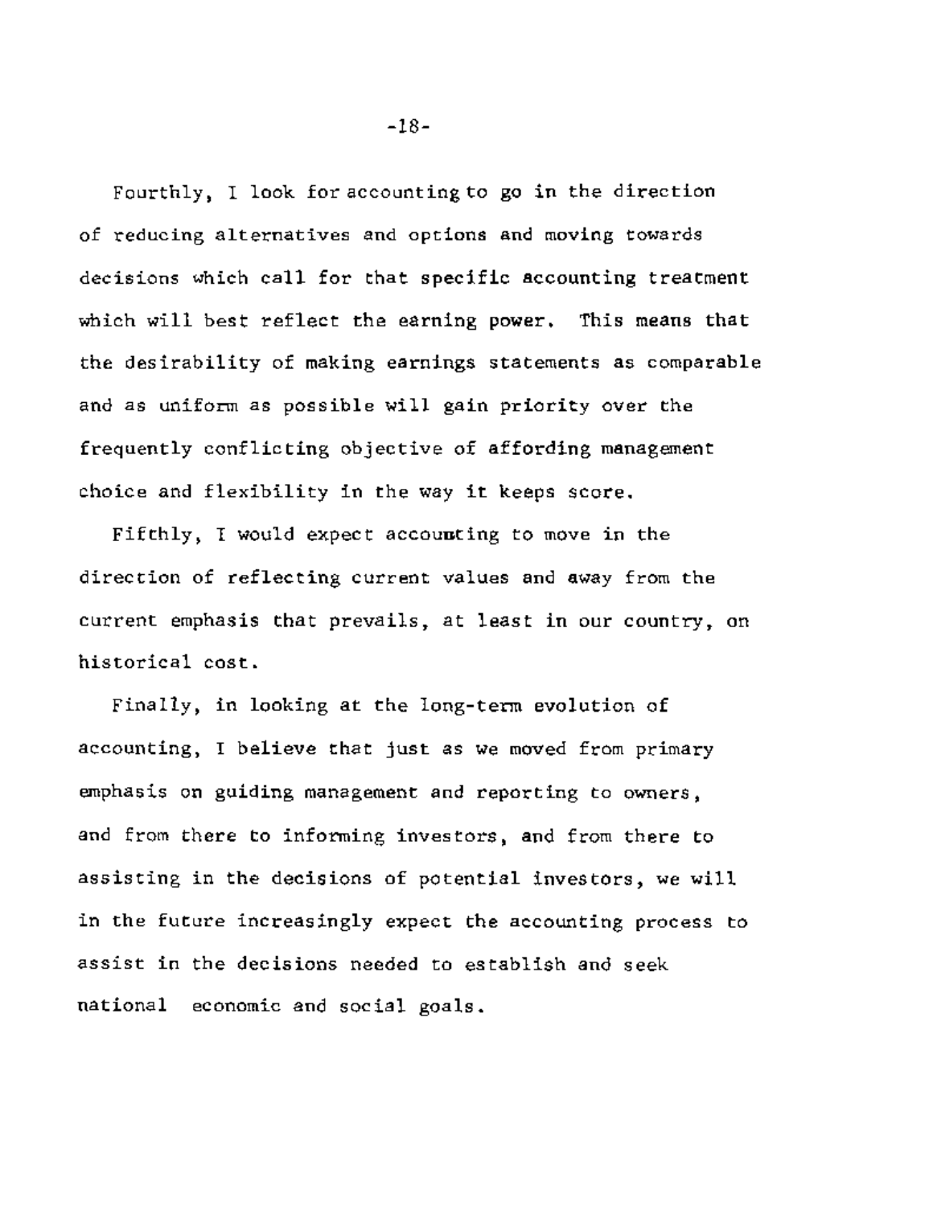Fourthly, I look for accounting to go in the direction of reducing alternatives and options and moving towards decisions which call for that specific accounting treatment which will best reflect the earning power. This means that the desirability of making earnings statements as comparable and as uniform as possible will gain priority over the frequently conflicting objective of affording management choice and flexibility in the way it keeps score.

Fifthly, I would expect accounting to move in the direction of reflecting current values and away from the current emphasis that prevails, at least in our country, on historical cost.

Finally, in looking at the long-term evolution of accounting, I believe that just as we moved from primary emphasis on guiding management and reporting to owners, and from there to informing investors, and from there to assisting in the decisions of potential investors, we will in the future increasingly expect the accounting process to assist in the decisions needed to establish and seek national economic and social goals.